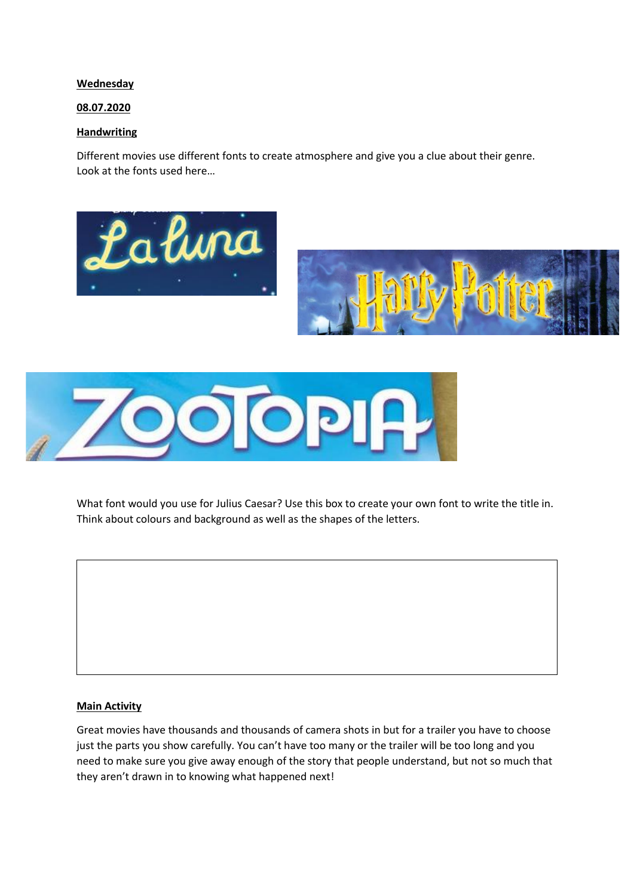**Wednesday**

**08.07.2020**

**Handwriting**

Different movies use different fonts to create atmosphere and give you a clue about their genre. Look at the fonts used here…

What font would you use for Julius Caesar? Use this box to create your own font to write the title in. Think about colours and background as well as the shapes of the letters.

**Main Activity**

Great movies have thousands and thousands of camera shots in but for a trailer you have to choose just the parts you show carefully. You can't have too many or the trailer will be too long and you need to make sure you give away enough of the story that people understand, but not so much that they aren't drawn in to knowing what happened next!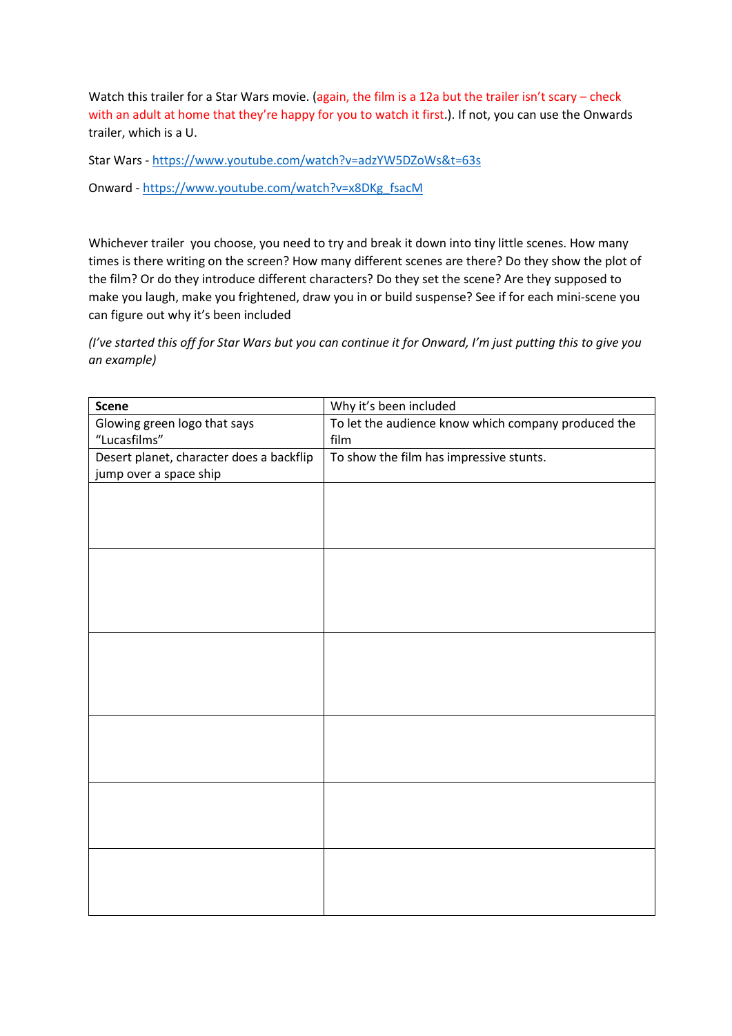Watch this trailer for a Star Wars movie. (again, the film is a 12a but the trailer isn't scary – check with an adult at home that they're happy for you to watch it first.). If not, you can use the Onwards trailer, which is a U.

Star Wars - https://www.youtube.com/watch?v=adzYW5DZoWs&t=63s

Onward - https://www.youtube.com/watch?v=x8DKg_fsacM

Whichever trailer you choose, you need to try and break it down into tiny little scenes. How many times is there writing on the screen? How many different scenes are there? Do they show the plot of the film? Or do they introduce different characters? Do they set the scene? Are they supposed to make you laugh, make you frightened, draw you in or build suspense? See if for each mini-scene you can figure out why it's been included

*(I've started this off for Star Wars but you can continue it for Onward, I'm just putting this to give you an example)*

| **Scene** | Why it's been included |
|---|---|
| Glowing green logo that says "Lucasfilms" | To let the audience know which company produced the film |
| Desert planet, character does a backflip jump over a space ship | To show the film has impressive stunts. |
| | |
| | |
| | |
| | |
| | |
| | |